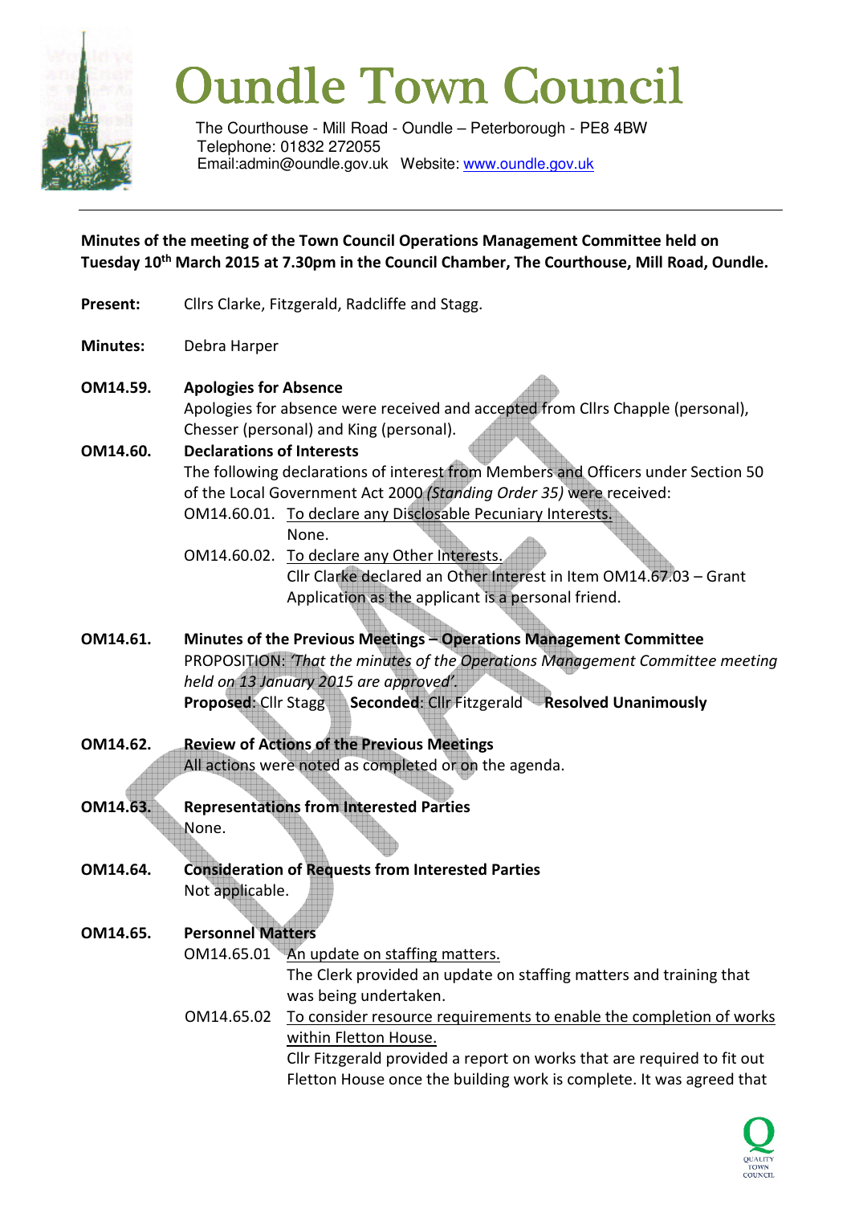# Oundle Town Council

The Courthouse - Mill Road - Oundle – Peterborough - PE8 4BW
Telephone: 01832 272055
Email:admin@oundle.gov.uk Website: www.oundle.gov.uk

**Minutes of the meeting of the Town Council Operations Management Committee held on Tuesday 10th March 2015 at 7.30pm in the Council Chamber, The Courthouse, Mill Road, Oundle.**

**Present:** Cllrs Clarke, Fitzgerald, Radcliffe and Stagg.

**Minutes:** Debra Harper

**OM14.59. Apologies for Absence**
Apologies for absence were received and accepted from Cllrs Chapple (personal), Chesser (personal) and King (personal).

**OM14.60. Declarations of Interests**
The following declarations of interest from Members and Officers under Section 50 of the Local Government Act 2000 *(Standing Order 35)* were received:

OM14.60.01. To declare any Disclosable Pecuniary Interests.
None.

OM14.60.02. To declare any Other Interests.
Cllr Clarke declared an Other Interest in Item OM14.67.03 – Grant Application as the applicant is a personal friend.

**OM14.61. Minutes of the Previous Meetings – Operations Management Committee**
PROPOSITION: *'That the minutes of the Operations Management Committee meeting held on 13 January 2015 are approved'.*
**Proposed**: Cllr Stagg **Seconded**: Cllr Fitzgerald **Resolved Unanimously**

**OM14.62. Review of Actions of the Previous Meetings**
All actions were noted as completed or on the agenda.

**OM14.63. Representations from Interested Parties**
None.

**OM14.64. Consideration of Requests from Interested Parties**
Not applicable.

**OM14.65. Personnel Matters**

OM14.65.01 An update on staffing matters.
The Clerk provided an update on staffing matters and training that was being undertaken.

OM14.65.02 To consider resource requirements to enable the completion of works within Fletton House.
Cllr Fitzgerald provided a report on works that are required to fit out Fletton House once the building work is complete. It was agreed that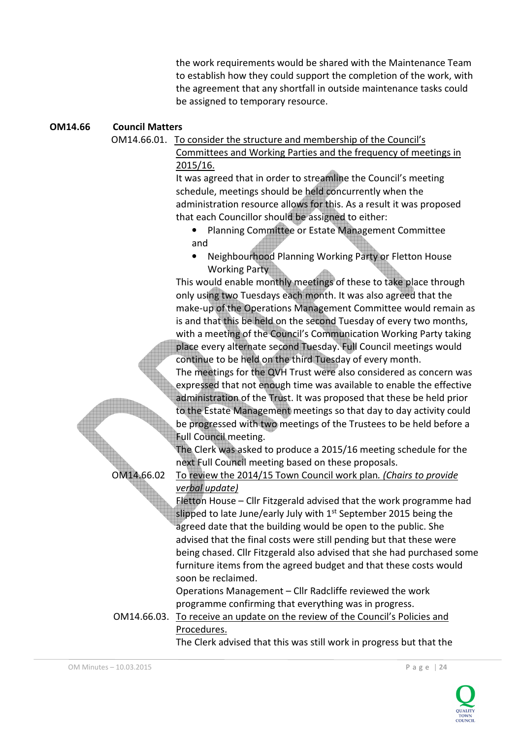the work requirements would be shared with the Maintenance Team to establish how they could support the completion of the work, with the agreement that any shortfall in outside maintenance tasks could be assigned to temporary resource.

**OM14.66 Council Matters**

OM14.66.01. To consider the structure and membership of the Council's Committees and Working Parties and the frequency of meetings in 2015/16.

It was agreed that in order to streamline the Council's meeting schedule, meetings should be held concurrently when the administration resource allows for this. As a result it was proposed that each Councillor should be assigned to either:

- Planning Committee or Estate Management Committee

and

- Neighbourhood Planning Working Party or Fletton House Working Party

This would enable monthly meetings of these to take place through only using two Tuesdays each month. It was also agreed that the make-up of the Operations Management Committee would remain as is and that this be held on the second Tuesday of every two months, with a meeting of the Council's Communication Working Party taking place every alternate second Tuesday. Full Council meetings would continue to be held on the third Tuesday of every month.

The meetings for the QVH Trust were also considered as concern was expressed that not enough time was available to enable the effective administration of the Trust. It was proposed that these be held prior to the Estate Management meetings so that day to day activity could be progressed with two meetings of the Trustees to be held before a Full Council meeting.

The Clerk was asked to produce a 2015/16 meeting schedule for the next Full Council meeting based on these proposals.

OM14.66.02 To review the 2014/15 Town Council work plan. *(Chairs to provide verbal update)*

Fletton House – Cllr Fitzgerald advised that the work programme had slipped to late June/early July with 1st September 2015 being the agreed date that the building would be open to the public. She advised that the final costs were still pending but that these were being chased. Cllr Fitzgerald also advised that she had purchased some furniture items from the agreed budget and that these costs would soon be reclaimed.

Operations Management – Cllr Radcliffe reviewed the work programme confirming that everything was in progress.

OM14.66.03. To receive an update on the review of the Council's Policies and Procedures.

The Clerk advised that this was still work in progress but that the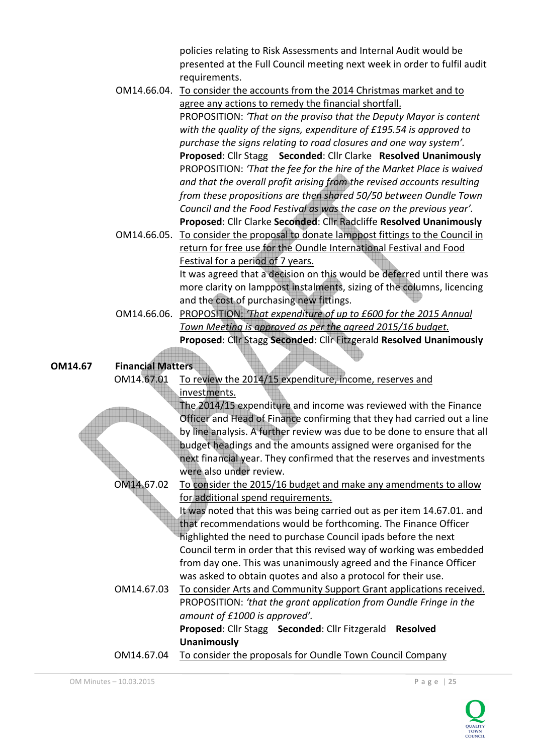policies relating to Risk Assessments and Internal Audit would be presented at the Full Council meeting next week in order to fulfil audit requirements.

OM14.66.04. To consider the accounts from the 2014 Christmas market and to agree any actions to remedy the financial shortfall.

PROPOSITION: *'That on the proviso that the Deputy Mayor is content with the quality of the signs, expenditure of £195.54 is approved to purchase the signs relating to road closures and one way system'.*

**Proposed**: Cllr Stagg **Seconded**: Cllr Clarke **Resolved Unanimously**

PROPOSITION: *'That the fee for the hire of the Market Place is waived and that the overall profit arising from the revised accounts resulting from these propositions are then shared 50/50 between Oundle Town Council and the Food Festival as was the case on the previous year'.*

**Proposed**: Cllr Clarke **Seconded**: Cllr Radcliffe **Resolved Unanimously**

OM14.66.05. To consider the proposal to donate lamppost fittings to the Council in return for free use for the Oundle International Festival and Food Festival for a period of 7 years.

It was agreed that a decision on this would be deferred until there was more clarity on lamppost instalments, sizing of the columns, licencing and the cost of purchasing new fittings.

OM14.66.06. PROPOSITION: *'That expenditure of up to £600 for the 2015 Annual Town Meeting is approved as per the agreed 2015/16 budget.*

**Proposed**: Cllr Stagg **Seconded**: Cllr Fitzgerald **Resolved Unanimously**

## OM14.67 Financial Matters

OM14.67.01 To review the 2014/15 expenditure, income, reserves and investments.

The 2014/15 expenditure and income was reviewed with the Finance Officer and Head of Finance confirming that they had carried out a line by line analysis. A further review was due to be done to ensure that all budget headings and the amounts assigned were organised for the next financial year. They confirmed that the reserves and investments were also under review.

OM14.67.02 To consider the 2015/16 budget and make any amendments to allow for additional spend requirements.

It was noted that this was being carried out as per item 14.67.01. and that recommendations would be forthcoming. The Finance Officer highlighted the need to purchase Council ipads before the next Council term in order that this revised way of working was embedded from day one. This was unanimously agreed and the Finance Officer was asked to obtain quotes and also a protocol for their use.

OM14.67.03 To consider Arts and Community Support Grant applications received.

PROPOSITION: *'that the grant application from Oundle Fringe in the amount of £1000 is approved'.*

**Proposed**: Cllr Stagg **Seconded**: Cllr Fitzgerald **Resolved Unanimously**

OM14.67.04 To consider the proposals for Oundle Town Council Company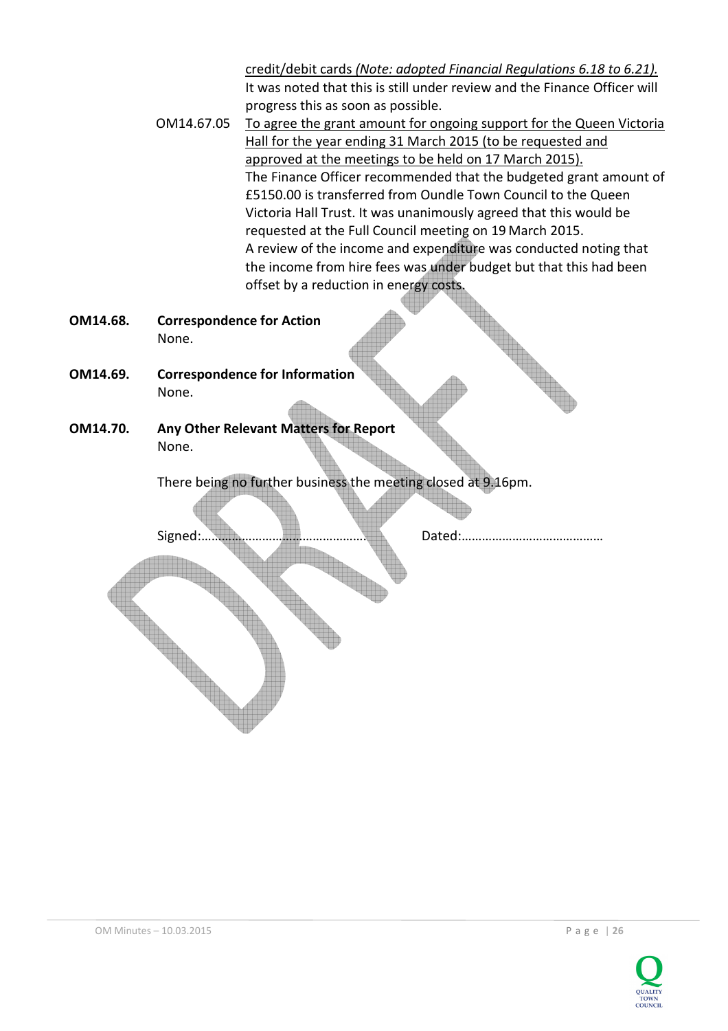credit/debit cards *(Note: adopted Financial Regulations 6.18 to 6.21).*
It was noted that this is still under review and the Finance Officer will progress this as soon as possible.

OM14.67.05 To agree the grant amount for ongoing support for the Queen Victoria Hall for the year ending 31 March 2015 (to be requested and approved at the meetings to be held on 17 March 2015).
The Finance Officer recommended that the budgeted grant amount of £5150.00 is transferred from Oundle Town Council to the Queen Victoria Hall Trust. It was unanimously agreed that this would be requested at the Full Council meeting on 19 March 2015.
A review of the income and expenditure was conducted noting that the income from hire fees was under budget but that this had been offset by a reduction in energy costs.

**OM14.68. Correspondence for Action**
None.

**OM14.69. Correspondence for Information**
None.

**OM14.70. Any Other Relevant Matters for Report**
None.

There being no further business the meeting closed at 9.16pm.

Signed:…………………………………………… Dated:……………………………………